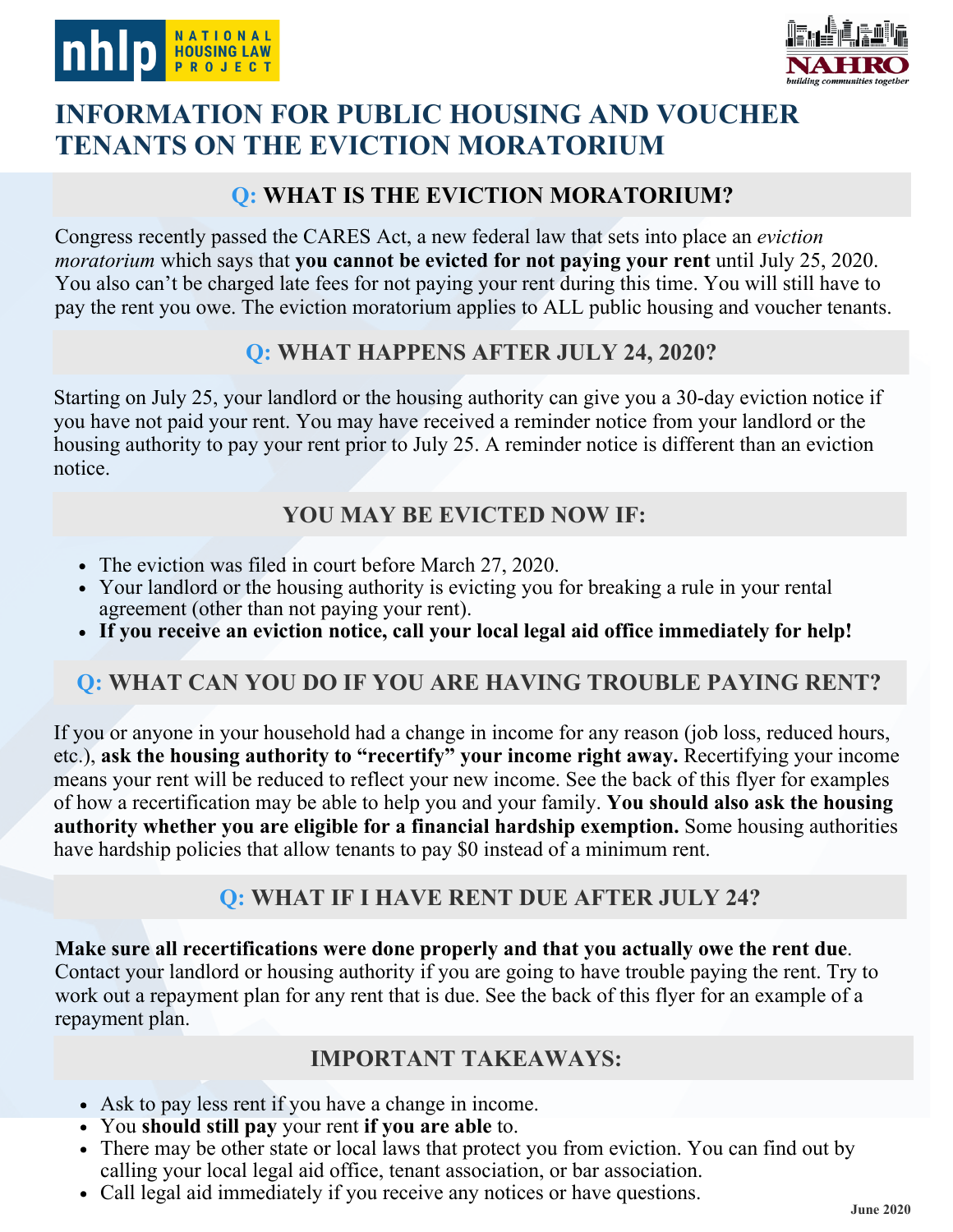# INFORMATION FOR PUBLIC HOUSING AND VOUCHER TENANTS ON THE EVICTION MORATORIUM

## Q: WHAT IS THE EVICTION MORATORIUM?

Congress recently passed the CARES Act, a new federal law that sets into place an *eviction moratorium* which says that **you cannot be evicted for not paying your rent** until July 25, 2020. You also can't be charged late fees for not paying your rent during this time. You will still have to pay the rent you owe. The eviction moratorium applies to ALL public housing and voucher tenants.

## Q: WHAT HAPPENS AFTER JULY 24, 2020?

Starting on July 25, your landlord or the housing authority can give you a 30-day eviction notice if you have not paid your rent. You may have received a reminder notice from your landlord or the housing authority to pay your rent prior to July 25. A reminder notice is different than an eviction notice.

## YOU MAY BE EVICTED NOW IF:

- The eviction was filed in court before March 27, 2020.
- Your landlord or the housing authority is evicting you for breaking a rule in your rental agreement (other than not paying your rent).
- **If you receive an eviction notice, call your local legal aid office immediately for help!**

## Q: WHAT CAN YOU DO IF YOU ARE HAVING TROUBLE PAYING RENT?

If you or anyone in your household had a change in income for any reason (job loss, reduced hours, etc.), **ask the housing authority to "recertify" your income right away.** Recertifying your income means your rent will be reduced to reflect your new income. See the back of this flyer for examples of how a recertification may be able to help you and your family. **You should also ask the housing authority whether you are eligible for a financial hardship exemption.** Some housing authorities have hardship policies that allow tenants to pay $0 instead of a minimum rent.

## Q: WHAT IF I HAVE RENT DUE AFTER JULY 24?

**Make sure all recertifications were done properly and that you actually owe the rent due**. Contact your landlord or housing authority if you are going to have trouble paying the rent. Try to work out a repayment plan for any rent that is due. See the back of this flyer for an example of a repayment plan.

## IMPORTANT TAKEAWAYS:

- Ask to pay less rent if you have a change in income.
- You **should still pay** your rent **if you are able** to.
- There may be other state or local laws that protect you from eviction. You can find out by calling your local legal aid office, tenant association, or bar association.
- Call legal aid immediately if you receive any notices or have questions.

June 2020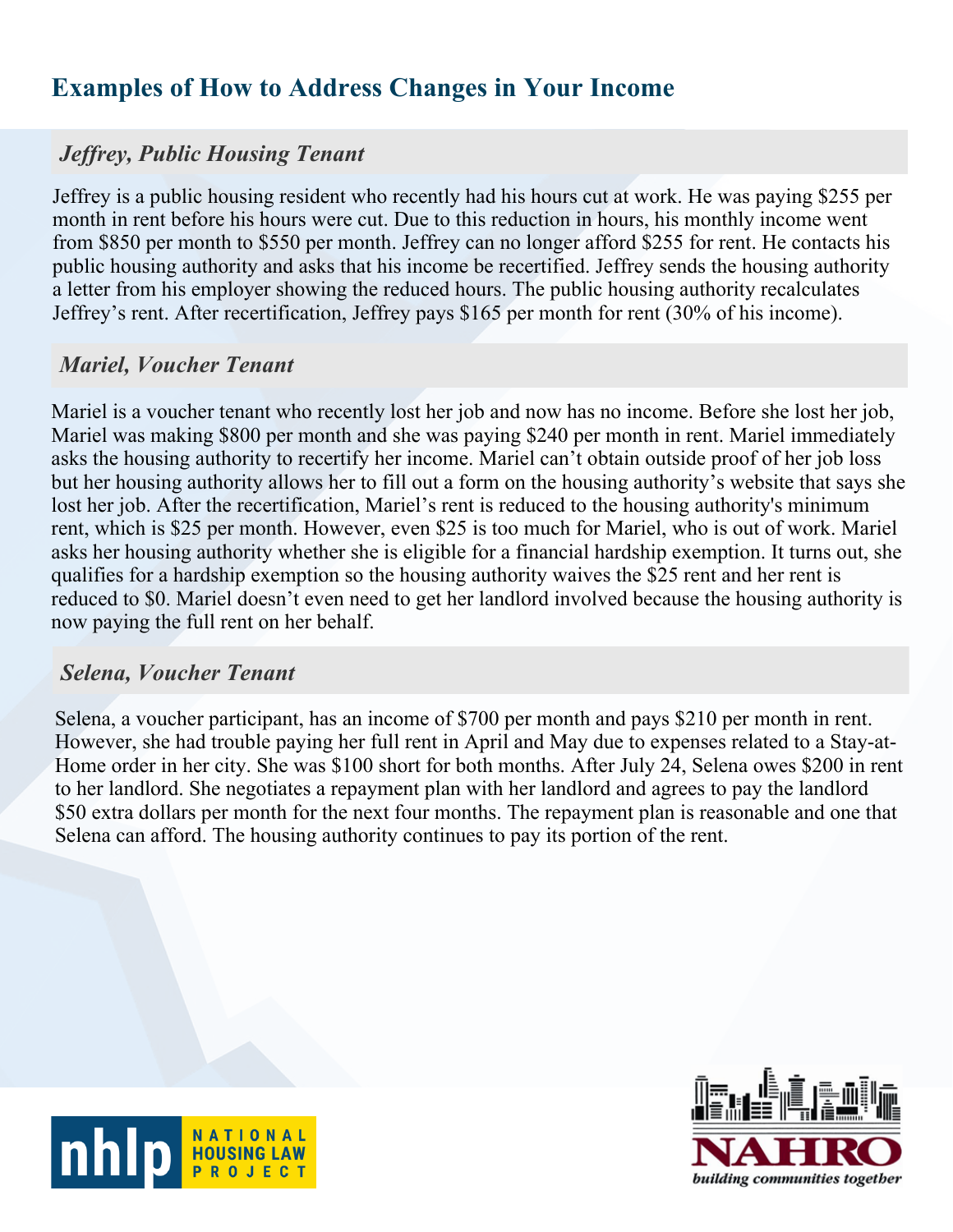# Examples of How to Address Changes in Your Income

## *Jeffrey, Public Housing Tenant*

Jeffrey is a public housing resident who recently had his hours cut at work. He was paying $255 per month in rent before his hours were cut. Due to this reduction in hours, his monthly income went from $850 per month to $550 per month. Jeffrey can no longer afford $255 for rent. He contacts his public housing authority and asks that his income be recertified. Jeffrey sends the housing authority a letter from his employer showing the reduced hours. The public housing authority recalculates Jeffrey's rent. After recertification, Jeffrey pays $165 per month for rent (30% of his income).

## *Mariel, Voucher Tenant*

Mariel is a voucher tenant who recently lost her job and now has no income. Before she lost her job, Mariel was making $800 per month and she was paying $240 per month in rent. Mariel immediately asks the housing authority to recertify her income. Mariel can't obtain outside proof of her job loss but her housing authority allows her to fill out a form on the housing authority's website that says she lost her job. After the recertification, Mariel's rent is reduced to the housing authority's minimum rent, which is $25 per month. However, even $25 is too much for Mariel, who is out of work. Mariel asks her housing authority whether she is eligible for a financial hardship exemption. It turns out, she qualifies for a hardship exemption so the housing authority waives the $25 rent and her rent is reduced to $0. Mariel doesn't even need to get her landlord involved because the housing authority is now paying the full rent on her behalf.

## *Selena, Voucher Tenant*

Selena, a voucher participant, has an income of $700 per month and pays $210 per month in rent. However, she had trouble paying her full rent in April and May due to expenses related to a Stay-at-Home order in her city. She was $100 short for both months. After July 24, Selena owes $200 in rent to her landlord. She negotiates a repayment plan with her landlord and agrees to pay the landlord $50 extra dollars per month for the next four months. The repayment plan is reasonable and one that Selena can afford. The housing authority continues to pay its portion of the rent.

nhlp NATIONAL HOUSING LAW PROJECT

NAHRO building communities together